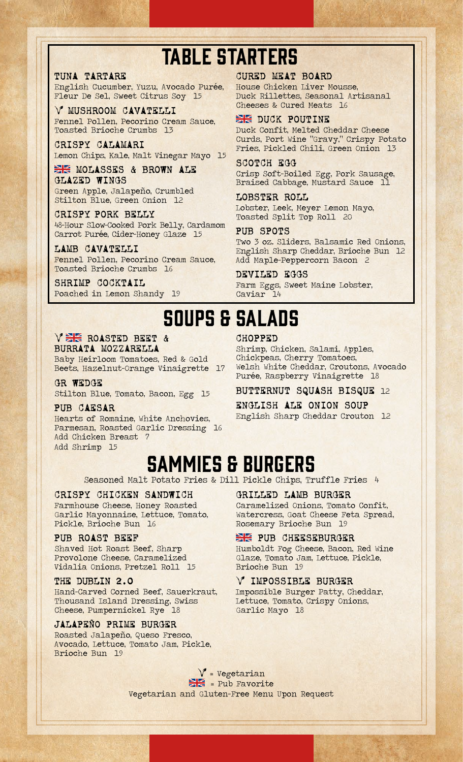# TABLE STARTERS

### TUNA TARTARE
English Cucumber, Yuzu, Avocado Purée, Fleur De Sel, Sweet Citrus Soy 15

### V MUSHROOM CAVATELLI
Fennel Pollen, Pecorino Cream Sauce, Toasted Brioche Crumbs 13

### CRISPY CALAMARI
Lemon Chips, Kale, Malt Vinegar Mayo 15

### 🇬🇧 MOLASSES & BROWN ALE GLAZED WINGS
Green Apple, Jalapeño, Crumbled Stilton Blue, Green Onion 12

### CRISPY PORK BELLY
48-Hour Slow-Cooked Pork Belly, Cardamom Carrot Purée, Cider-Honey Glaze 15

### LAMB CAVATELLI
Fennel Pollen, Pecorino Cream Sauce, Toasted Brioche Crumbs 16

### SHRIMP COCKTAIL
Poached in Lemon Shandy 19

### CURED MEAT BOARD
House Chicken Liver Mousse, Duck Rillettes, Seasonal Artisanal Cheeses & Cured Meats 16

### 🇬🇧 DUCK POUTINE
Duck Confit, Melted Cheddar Cheese Curds, Port Wine "Gravy," Crispy Potato Fries, Pickled Chili, Green Onion 13

### SCOTCH EGG
Crisp Soft-Boiled Egg, Pork Sausage, Braised Cabbage, Mustard Sauce 11

### LOBSTER ROLL
Lobster, Leek, Meyer Lemon Mayo, Toasted Split Top Roll 20

### PUB SPOTS
Two 3 oz. Sliders, Balsamic Red Onions, English Sharp Cheddar, Brioche Bun 12
Add Maple-Peppercorn Bacon 2

### DEVILED EGGS
Farm Eggs, Sweet Maine Lobster, Caviar 14

# SOUPS & SALADS

### V 🇬🇧 ROASTED BEET & BURRATA MOZZARELLA
Baby Heirloom Tomatoes, Red & Gold Beets, Hazelnut-Orange Vinaigrette 17

### GR WEDGE
Stilton Blue, Tomato, Bacon, Egg 15

### PUB CAESAR
Hearts of Romaine, White Anchovies, Parmesan, Roasted Garlic Dressing 16
Add Chicken Breast 7
Add Shrimp 15

### CHOPPED
Shrimp, Chicken, Salami, Apples, Chickpeas, Cherry Tomatoes, Welsh White Cheddar, Croutons, Avocado Purée, Raspberry Vinaigrette 18

### BUTTERNUT SQUASH BISQUE 12

### ENGLISH ALE ONION SOUP
English Sharp Cheddar Crouton 12

# SAMMIES & BURGERS

Seasoned Malt Potato Fries & Dill Pickle Chips, Truffle Fries 4

### CRISPY CHICKEN SANDWICH
Farmhouse Cheese, Honey Roasted Garlic Mayonnaise, Lettuce, Tomato, Pickle, Brioche Bun 16

### PUB ROAST BEEF
Shaved Hot Roast Beef, Sharp Provolone Cheese, Caramelized Vidalia Onions, Pretzel Roll 15

### THE DUBLIN 2.0
Hand-Carved Corned Beef, Sauerkraut, Thousand Island Dressing, Swiss Cheese, Pumpernickel Rye 18

### JALAPEÑO PRIME BURGER
Roasted Jalapeño, Queso Fresco, Avocado, Lettuce, Tomato Jam, Pickle, Brioche Bun 19

### GRILLED LAMB BURGER
Caramelized Onions, Tomato Confit, Watercress, Goat Cheese Feta Spread, Rosemary Brioche Bun 19

### 🇬🇧 PUB CHEESEBURGER
Humboldt Fog Cheese, Bacon, Red Wine Glaze, Tomato Jam, Lettuce, Pickle, Brioche Bun 19

### V IMPOSSIBLE BURGER
Impossible Burger Patty, Cheddar, Lettuce, Tomato, Crispy Onions, Garlic Mayo 18

V = Vegetarian
🇬🇧 = Pub Favorite
Vegetarian and Gluten-Free Menu Upon Request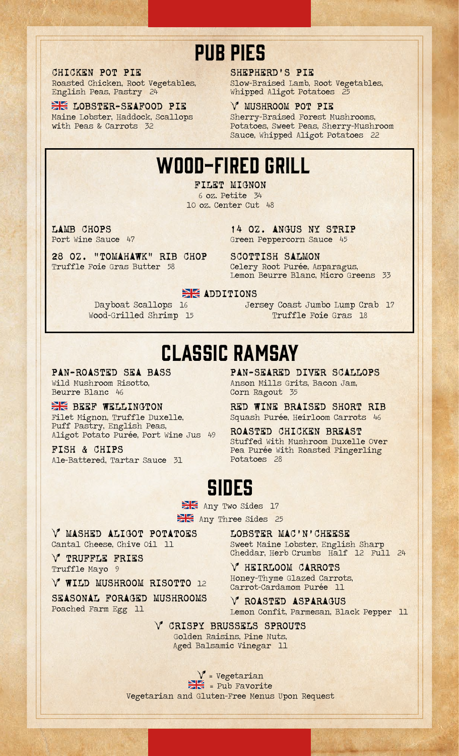# PUB PIES

**CHICKEN POT PIE**
Roasted Chicken, Root Vegetables, English Peas, Pastry 24

**LOBSTER-SEAFOOD PIE**
Maine Lobster, Haddock, Scallops with Peas & Carrots 32

**SHEPHERD'S PIE**
Slow-Braised Lamb, Root Vegetables, Whipped Aligot Potatoes 25

**V MUSHROOM POT PIE**
Sherry-Braised Forest Mushrooms, Potatoes, Sweet Peas, Sherry-Mushroom Sauce, Whipped Aligot Potatoes 22

# WOOD-FIRED GRILL

**FILET MIGNON**
6 oz. Petite 34
10 oz. Center Cut 48

**LAMB CHOPS**
Port Wine Sauce 47

**28 OZ. "TOMAHAWK" RIB CHOP**
Truffle Foie Gras Butter 58

**14 OZ. ANGUS NY STRIP**
Green Peppercorn Sauce 45

**SCOTTISH SALMON**
Celery Root Purée, Asparagus, Lemon Beurre Blanc, Micro Greens 33

**ADDITIONS**

Dayboat Scallops 16
Wood-Grilled Shrimp 15
Jersey Coast Jumbo Lump Crab 17
Truffle Foie Gras 18

# CLASSIC RAMSAY

**PAN-ROASTED SEA BASS**
Wild Mushroom Risotto, Beurre Blanc 46

**BEEF WELLINGTON**
Filet Mignon, Truffle Duxelle, Puff Pastry, English Peas, Aligot Potato Purée, Port Wine Jus 49

**FISH & CHIPS**
Ale-Battered, Tartar Sauce 31

**PAN-SEARED DIVER SCALLOPS**
Anson Mills Grits, Bacon Jam, Corn Ragout 35

**RED WINE BRAISED SHORT RIB**
Squash Purée, Heirloom Carrots 46

**ROASTED CHICKEN BREAST**
Stuffed With Mushroom Duxelle Over Pea Purée With Roasted Fingerling Potatoes 28

# SIDES

Any Two Sides 17
Any Three Sides 25

**V MASHED ALIGOT POTATOES**
Cantal Cheese, Chive Oil 11

**V TRUFFLE FRIES**
Truffle Mayo 9

**V WILD MUSHROOM RISOTTO** 12

**SEASONAL FORAGED MUSHROOMS**
Poached Farm Egg 11

**LOBSTER MAC'N'CHEESE**
Sweet Maine Lobster, English Sharp Cheddar, Herb Crumbs Half 12 Full 24

**V HEIRLOOM CARROTS**
Honey-Thyme Glazed Carrots, Carrot-Cardamom Purée 11

**V ROASTED ASPARAGUS**
Lemon Confit, Parmesan, Black Pepper 11

**V CRISPY BRUSSELS SPROUTS**
Golden Raisins, Pine Nuts, Aged Balsamic Vinegar 11

V = Vegetarian
= Pub Favorite
Vegetarian and Gluten-Free Menus Upon Request